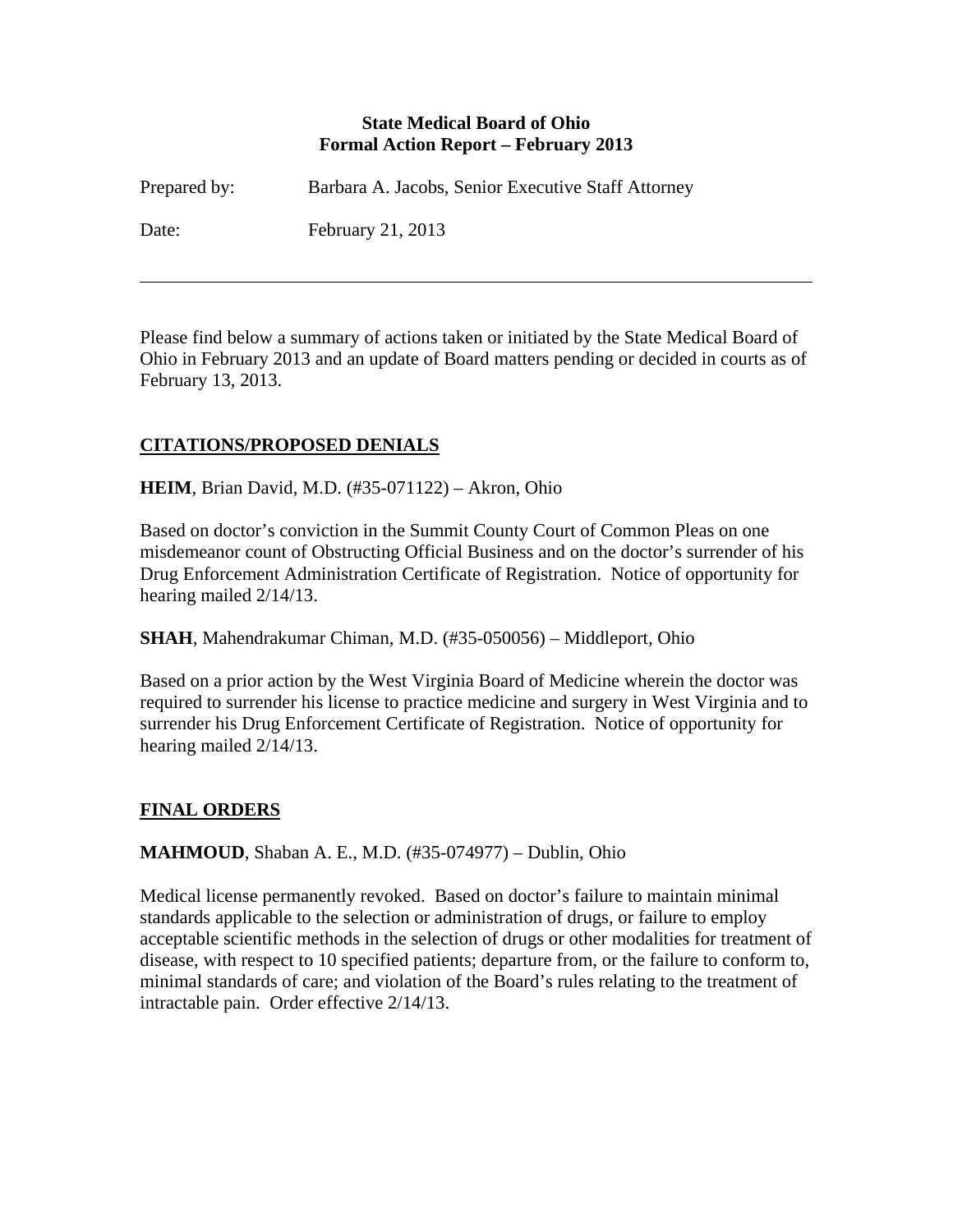**State Medical Board of Ohio**
**Formal Action Report – February 2013**

Prepared by: Barbara A. Jacobs, Senior Executive Staff Attorney

Date: February 21, 2013

---

Please find below a summary of actions taken or initiated by the State Medical Board of Ohio in February 2013 and an update of Board matters pending or decided in courts as of February 13, 2013.

## CITATIONS/PROPOSED DENIALS

**HEIM**, Brian David, M.D. (#35-071122) – Akron, Ohio

Based on doctor's conviction in the Summit County Court of Common Pleas on one misdemeanor count of Obstructing Official Business and on the doctor's surrender of his Drug Enforcement Administration Certificate of Registration. Notice of opportunity for hearing mailed 2/14/13.

**SHAH**, Mahendrakumar Chiman, M.D. (#35-050056) – Middleport, Ohio

Based on a prior action by the West Virginia Board of Medicine wherein the doctor was required to surrender his license to practice medicine and surgery in West Virginia and to surrender his Drug Enforcement Certificate of Registration. Notice of opportunity for hearing mailed 2/14/13.

## FINAL ORDERS

**MAHMOUD**, Shaban A. E., M.D. (#35-074977) – Dublin, Ohio

Medical license permanently revoked. Based on doctor's failure to maintain minimal standards applicable to the selection or administration of drugs, or failure to employ acceptable scientific methods in the selection of drugs or other modalities for treatment of disease, with respect to 10 specified patients; departure from, or the failure to conform to, minimal standards of care; and violation of the Board's rules relating to the treatment of intractable pain. Order effective 2/14/13.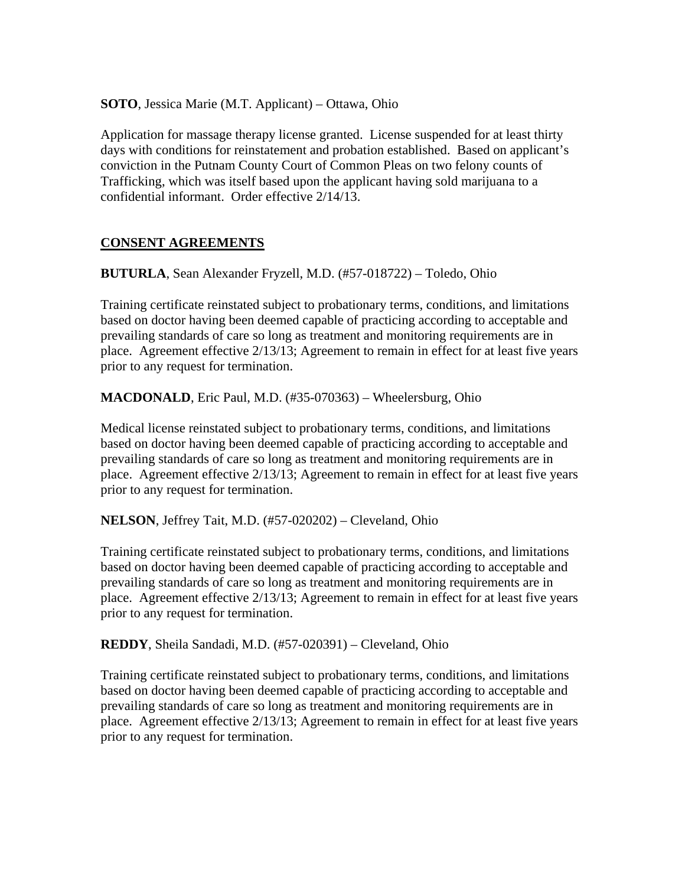**SOTO**, Jessica Marie (M.T. Applicant) – Ottawa, Ohio

Application for massage therapy license granted. License suspended for at least thirty days with conditions for reinstatement and probation established. Based on applicant's conviction in the Putnam County Court of Common Pleas on two felony counts of Trafficking, which was itself based upon the applicant having sold marijuana to a confidential informant. Order effective 2/14/13.

## CONSENT AGREEMENTS

**BUTURLA**, Sean Alexander Fryzell, M.D. (#57-018722) – Toledo, Ohio

Training certificate reinstated subject to probationary terms, conditions, and limitations based on doctor having been deemed capable of practicing according to acceptable and prevailing standards of care so long as treatment and monitoring requirements are in place. Agreement effective 2/13/13; Agreement to remain in effect for at least five years prior to any request for termination.

**MACDONALD**, Eric Paul, M.D. (#35-070363) – Wheelersburg, Ohio

Medical license reinstated subject to probationary terms, conditions, and limitations based on doctor having been deemed capable of practicing according to acceptable and prevailing standards of care so long as treatment and monitoring requirements are in place. Agreement effective 2/13/13; Agreement to remain in effect for at least five years prior to any request for termination.

**NELSON**, Jeffrey Tait, M.D. (#57-020202) – Cleveland, Ohio

Training certificate reinstated subject to probationary terms, conditions, and limitations based on doctor having been deemed capable of practicing according to acceptable and prevailing standards of care so long as treatment and monitoring requirements are in place. Agreement effective 2/13/13; Agreement to remain in effect for at least five years prior to any request for termination.

**REDDY**, Sheila Sandadi, M.D. (#57-020391) – Cleveland, Ohio

Training certificate reinstated subject to probationary terms, conditions, and limitations based on doctor having been deemed capable of practicing according to acceptable and prevailing standards of care so long as treatment and monitoring requirements are in place. Agreement effective 2/13/13; Agreement to remain in effect for at least five years prior to any request for termination.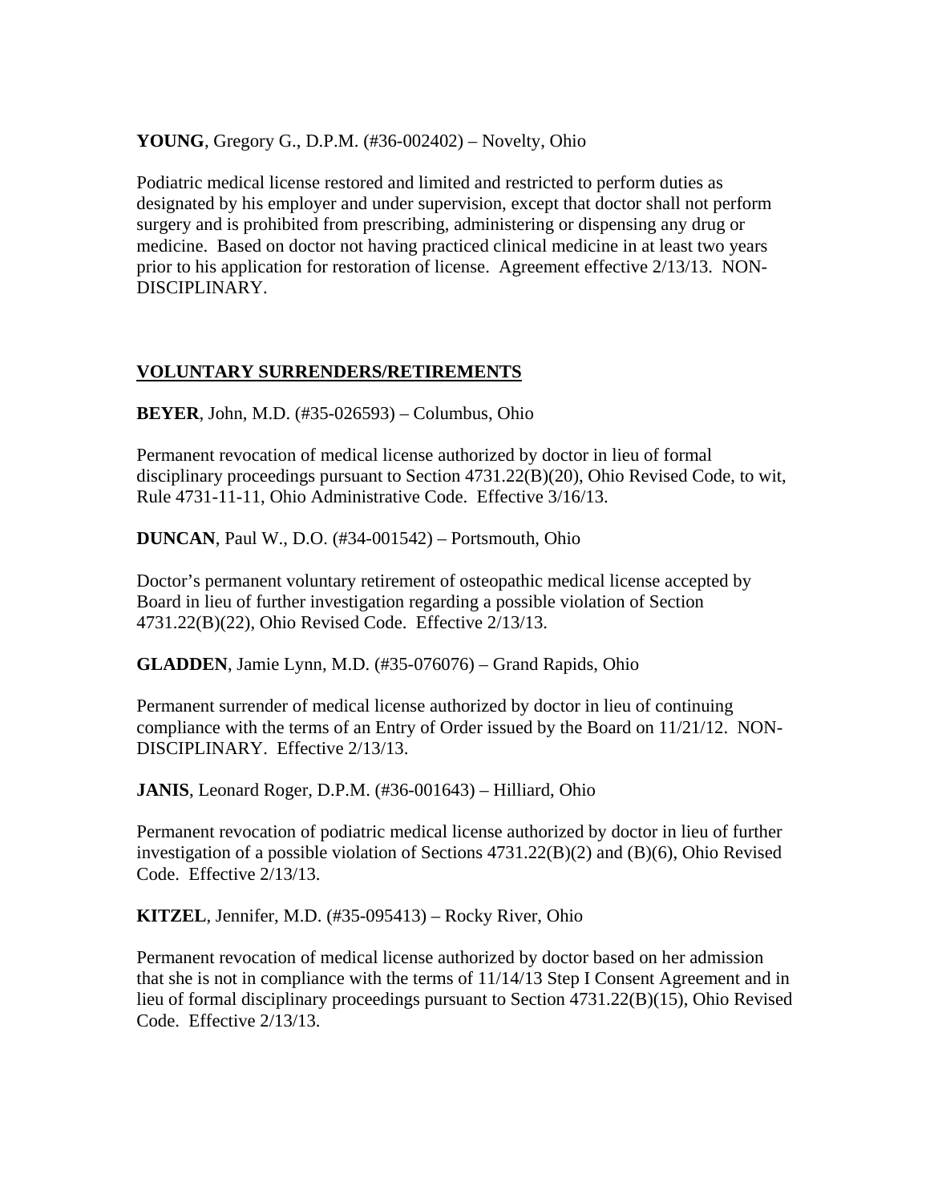**YOUNG**, Gregory G., D.P.M. (#36-002402) – Novelty, Ohio

Podiatric medical license restored and limited and restricted to perform duties as designated by his employer and under supervision, except that doctor shall not perform surgery and is prohibited from prescribing, administering or dispensing any drug or medicine. Based on doctor not having practiced clinical medicine in at least two years prior to his application for restoration of license. Agreement effective 2/13/13. NON-DISCIPLINARY.

## VOLUNTARY SURRENDERS/RETIREMENTS

**BEYER**, John, M.D. (#35-026593) – Columbus, Ohio

Permanent revocation of medical license authorized by doctor in lieu of formal disciplinary proceedings pursuant to Section 4731.22(B)(20), Ohio Revised Code, to wit, Rule 4731-11-11, Ohio Administrative Code. Effective 3/16/13.

**DUNCAN**, Paul W., D.O. (#34-001542) – Portsmouth, Ohio

Doctor's permanent voluntary retirement of osteopathic medical license accepted by Board in lieu of further investigation regarding a possible violation of Section 4731.22(B)(22), Ohio Revised Code. Effective 2/13/13.

**GLADDEN**, Jamie Lynn, M.D. (#35-076076) – Grand Rapids, Ohio

Permanent surrender of medical license authorized by doctor in lieu of continuing compliance with the terms of an Entry of Order issued by the Board on 11/21/12. NON-DISCIPLINARY. Effective 2/13/13.

**JANIS**, Leonard Roger, D.P.M. (#36-001643) – Hilliard, Ohio

Permanent revocation of podiatric medical license authorized by doctor in lieu of further investigation of a possible violation of Sections 4731.22(B)(2) and (B)(6), Ohio Revised Code. Effective 2/13/13.

**KITZEL**, Jennifer, M.D. (#35-095413) – Rocky River, Ohio

Permanent revocation of medical license authorized by doctor based on her admission that she is not in compliance with the terms of 11/14/13 Step I Consent Agreement and in lieu of formal disciplinary proceedings pursuant to Section 4731.22(B)(15), Ohio Revised Code. Effective 2/13/13.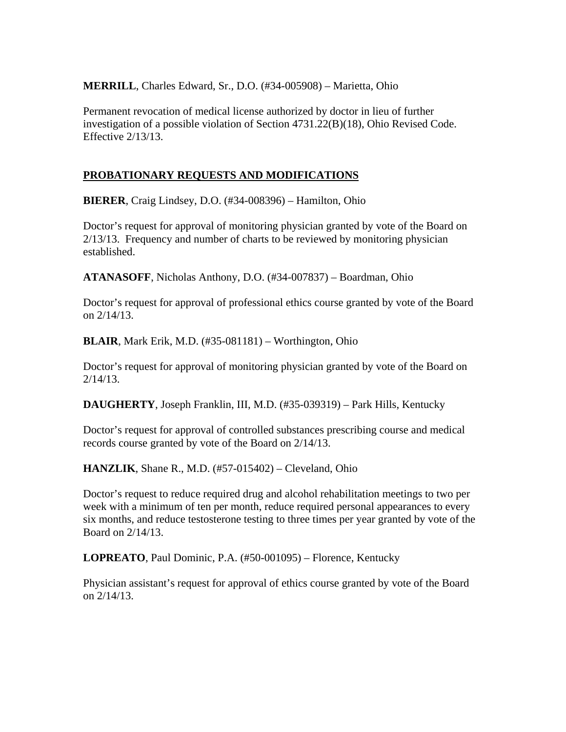**MERRILL**, Charles Edward, Sr., D.O. (#34-005908) – Marietta, Ohio

Permanent revocation of medical license authorized by doctor in lieu of further investigation of a possible violation of Section 4731.22(B)(18), Ohio Revised Code. Effective 2/13/13.

## PROBATIONARY REQUESTS AND MODIFICATIONS

**BIERER**, Craig Lindsey, D.O. (#34-008396) – Hamilton, Ohio

Doctor's request for approval of monitoring physician granted by vote of the Board on 2/13/13. Frequency and number of charts to be reviewed by monitoring physician established.

**ATANASOFF**, Nicholas Anthony, D.O. (#34-007837) – Boardman, Ohio

Doctor's request for approval of professional ethics course granted by vote of the Board on 2/14/13.

**BLAIR**, Mark Erik, M.D. (#35-081181) – Worthington, Ohio

Doctor's request for approval of monitoring physician granted by vote of the Board on 2/14/13.

**DAUGHERTY**, Joseph Franklin, III, M.D. (#35-039319) – Park Hills, Kentucky

Doctor's request for approval of controlled substances prescribing course and medical records course granted by vote of the Board on 2/14/13.

**HANZLIK**, Shane R., M.D. (#57-015402) – Cleveland, Ohio

Doctor's request to reduce required drug and alcohol rehabilitation meetings to two per week with a minimum of ten per month, reduce required personal appearances to every six months, and reduce testosterone testing to three times per year granted by vote of the Board on 2/14/13.

**LOPREATO**, Paul Dominic, P.A. (#50-001095) – Florence, Kentucky

Physician assistant's request for approval of ethics course granted by vote of the Board on 2/14/13.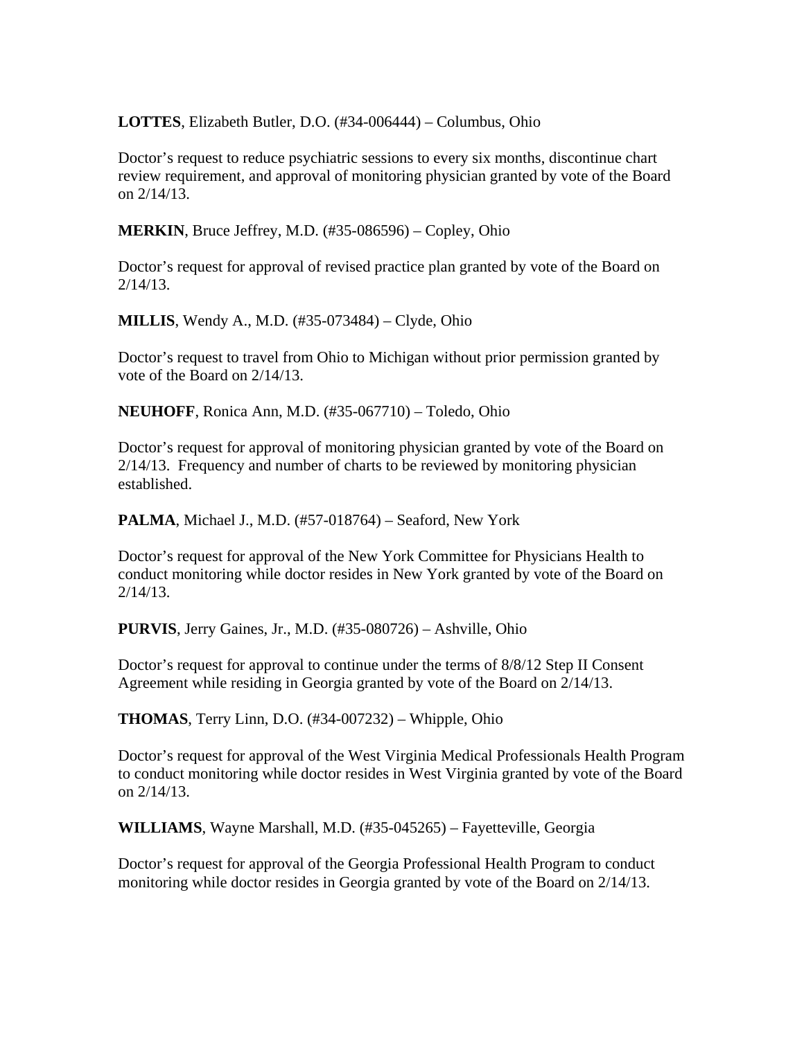**LOTTES**, Elizabeth Butler, D.O. (#34-006444) – Columbus, Ohio

Doctor's request to reduce psychiatric sessions to every six months, discontinue chart review requirement, and approval of monitoring physician granted by vote of the Board on 2/14/13.

**MERKIN**, Bruce Jeffrey, M.D. (#35-086596) – Copley, Ohio

Doctor's request for approval of revised practice plan granted by vote of the Board on 2/14/13.

**MILLIS**, Wendy A., M.D. (#35-073484) – Clyde, Ohio

Doctor's request to travel from Ohio to Michigan without prior permission granted by vote of the Board on 2/14/13.

**NEUHOFF**, Ronica Ann, M.D. (#35-067710) – Toledo, Ohio

Doctor's request for approval of monitoring physician granted by vote of the Board on 2/14/13. Frequency and number of charts to be reviewed by monitoring physician established.

**PALMA**, Michael J., M.D. (#57-018764) – Seaford, New York

Doctor's request for approval of the New York Committee for Physicians Health to conduct monitoring while doctor resides in New York granted by vote of the Board on 2/14/13.

**PURVIS**, Jerry Gaines, Jr., M.D. (#35-080726) – Ashville, Ohio

Doctor's request for approval to continue under the terms of 8/8/12 Step II Consent Agreement while residing in Georgia granted by vote of the Board on 2/14/13.

**THOMAS**, Terry Linn, D.O. (#34-007232) – Whipple, Ohio

Doctor's request for approval of the West Virginia Medical Professionals Health Program to conduct monitoring while doctor resides in West Virginia granted by vote of the Board on 2/14/13.

**WILLIAMS**, Wayne Marshall, M.D. (#35-045265) – Fayetteville, Georgia

Doctor's request for approval of the Georgia Professional Health Program to conduct monitoring while doctor resides in Georgia granted by vote of the Board on 2/14/13.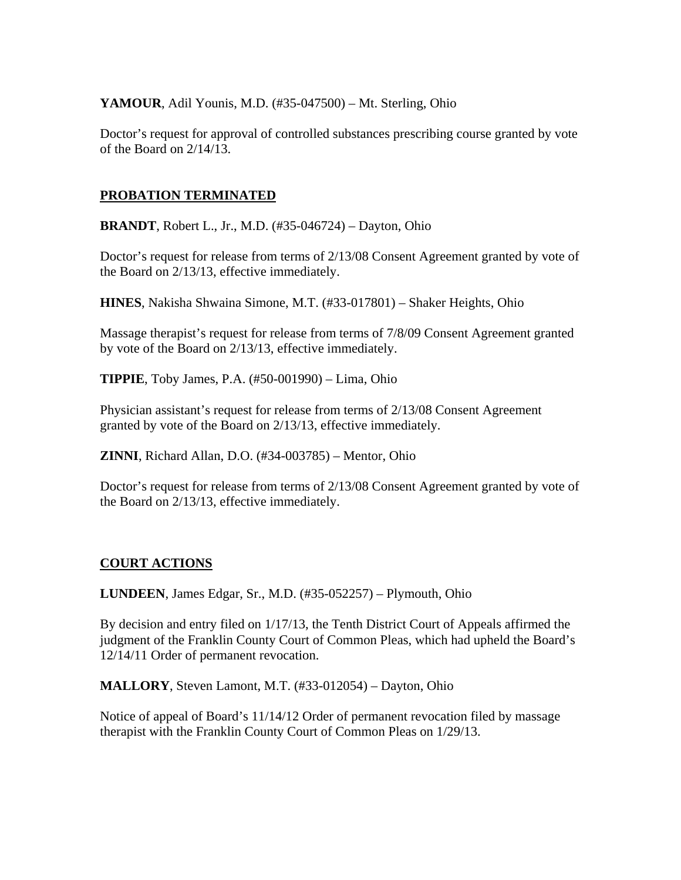**YAMOUR**, Adil Younis, M.D. (#35-047500) – Mt. Sterling, Ohio

Doctor's request for approval of controlled substances prescribing course granted by vote of the Board on 2/14/13.

## PROBATION TERMINATED

**BRANDT**, Robert L., Jr., M.D. (#35-046724) – Dayton, Ohio

Doctor's request for release from terms of 2/13/08 Consent Agreement granted by vote of the Board on 2/13/13, effective immediately.

**HINES**, Nakisha Shwaina Simone, M.T. (#33-017801) – Shaker Heights, Ohio

Massage therapist's request for release from terms of 7/8/09 Consent Agreement granted by vote of the Board on 2/13/13, effective immediately.

**TIPPIE**, Toby James, P.A. (#50-001990) – Lima, Ohio

Physician assistant's request for release from terms of 2/13/08 Consent Agreement granted by vote of the Board on 2/13/13, effective immediately.

**ZINNI**, Richard Allan, D.O. (#34-003785) – Mentor, Ohio

Doctor's request for release from terms of 2/13/08 Consent Agreement granted by vote of the Board on 2/13/13, effective immediately.

## COURT ACTIONS

**LUNDEEN**, James Edgar, Sr., M.D. (#35-052257) – Plymouth, Ohio

By decision and entry filed on 1/17/13, the Tenth District Court of Appeals affirmed the judgment of the Franklin County Court of Common Pleas, which had upheld the Board's 12/14/11 Order of permanent revocation.

**MALLORY**, Steven Lamont, M.T. (#33-012054) – Dayton, Ohio

Notice of appeal of Board's 11/14/12 Order of permanent revocation filed by massage therapist with the Franklin County Court of Common Pleas on 1/29/13.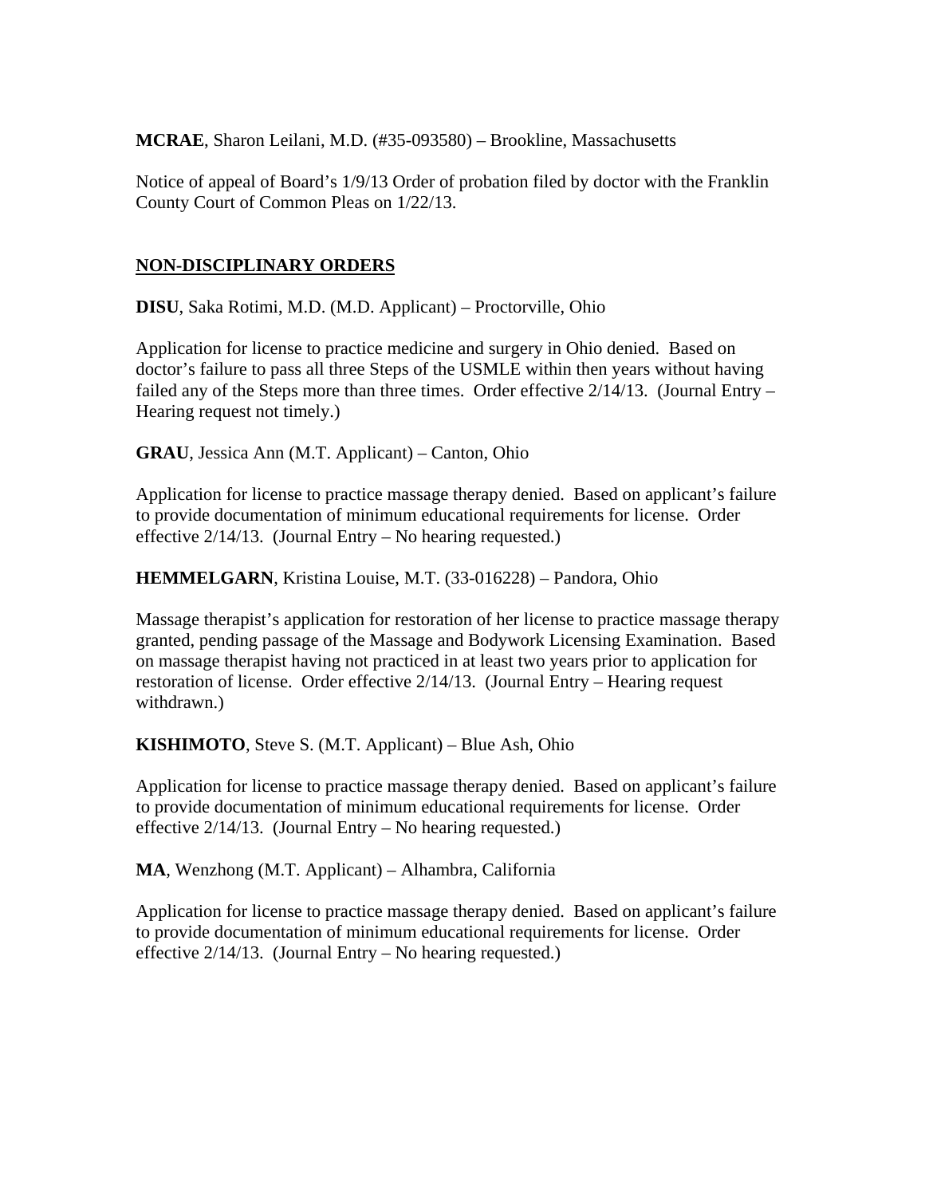**MCRAE**, Sharon Leilani, M.D. (#35-093580) – Brookline, Massachusetts

Notice of appeal of Board's 1/9/13 Order of probation filed by doctor with the Franklin County Court of Common Pleas on 1/22/13.

## NON-DISCIPLINARY ORDERS

**DISU**, Saka Rotimi, M.D. (M.D. Applicant) – Proctorville, Ohio

Application for license to practice medicine and surgery in Ohio denied. Based on doctor's failure to pass all three Steps of the USMLE within then years without having failed any of the Steps more than three times. Order effective 2/14/13. (Journal Entry – Hearing request not timely.)

**GRAU**, Jessica Ann (M.T. Applicant) – Canton, Ohio

Application for license to practice massage therapy denied. Based on applicant's failure to provide documentation of minimum educational requirements for license. Order effective 2/14/13. (Journal Entry – No hearing requested.)

**HEMMELGARN**, Kristina Louise, M.T. (33-016228) – Pandora, Ohio

Massage therapist's application for restoration of her license to practice massage therapy granted, pending passage of the Massage and Bodywork Licensing Examination. Based on massage therapist having not practiced in at least two years prior to application for restoration of license. Order effective 2/14/13. (Journal Entry – Hearing request withdrawn.)

**KISHIMOTO**, Steve S. (M.T. Applicant) – Blue Ash, Ohio

Application for license to practice massage therapy denied. Based on applicant's failure to provide documentation of minimum educational requirements for license. Order effective 2/14/13. (Journal Entry – No hearing requested.)

**MA**, Wenzhong (M.T. Applicant) – Alhambra, California

Application for license to practice massage therapy denied. Based on applicant's failure to provide documentation of minimum educational requirements for license. Order effective 2/14/13. (Journal Entry – No hearing requested.)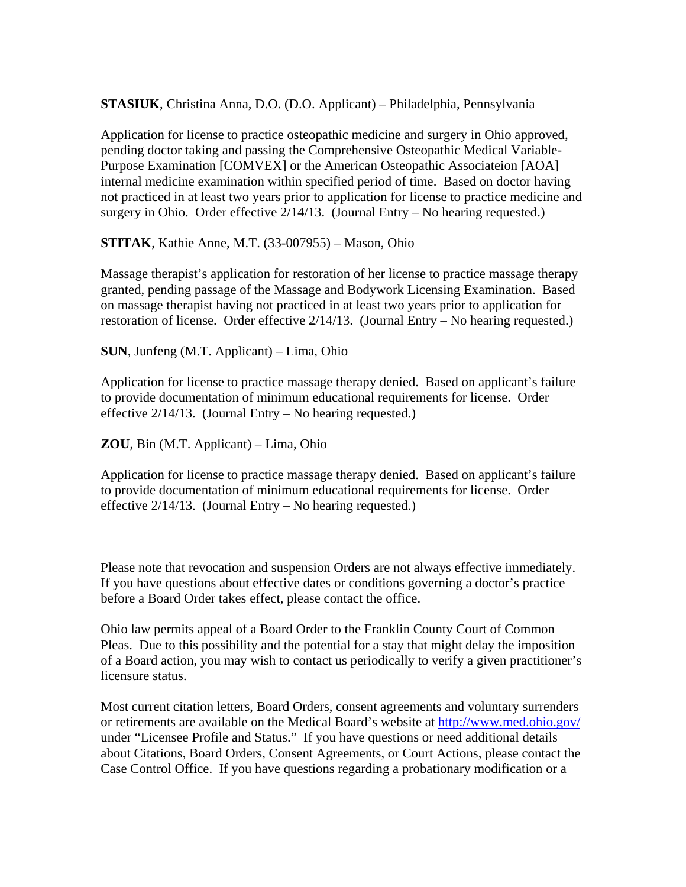**STASIUK**, Christina Anna, D.O. (D.O. Applicant) – Philadelphia, Pennsylvania

Application for license to practice osteopathic medicine and surgery in Ohio approved, pending doctor taking and passing the Comprehensive Osteopathic Medical Variable-Purpose Examination [COMVEX] or the American Osteopathic Associateion [AOA] internal medicine examination within specified period of time. Based on doctor having not practiced in at least two years prior to application for license to practice medicine and surgery in Ohio. Order effective 2/14/13. (Journal Entry – No hearing requested.)

**STITAK**, Kathie Anne, M.T. (33-007955) – Mason, Ohio

Massage therapist's application for restoration of her license to practice massage therapy granted, pending passage of the Massage and Bodywork Licensing Examination. Based on massage therapist having not practiced in at least two years prior to application for restoration of license. Order effective 2/14/13. (Journal Entry – No hearing requested.)

**SUN**, Junfeng (M.T. Applicant) – Lima, Ohio

Application for license to practice massage therapy denied. Based on applicant's failure to provide documentation of minimum educational requirements for license. Order effective 2/14/13. (Journal Entry – No hearing requested.)

**ZOU**, Bin (M.T. Applicant) – Lima, Ohio

Application for license to practice massage therapy denied. Based on applicant's failure to provide documentation of minimum educational requirements for license. Order effective 2/14/13. (Journal Entry – No hearing requested.)

Please note that revocation and suspension Orders are not always effective immediately. If you have questions about effective dates or conditions governing a doctor's practice before a Board Order takes effect, please contact the office.

Ohio law permits appeal of a Board Order to the Franklin County Court of Common Pleas. Due to this possibility and the potential for a stay that might delay the imposition of a Board action, you may wish to contact us periodically to verify a given practitioner's licensure status.

Most current citation letters, Board Orders, consent agreements and voluntary surrenders or retirements are available on the Medical Board's website at http://www.med.ohio.gov/ under "Licensee Profile and Status." If you have questions or need additional details about Citations, Board Orders, Consent Agreements, or Court Actions, please contact the Case Control Office. If you have questions regarding a probationary modification or a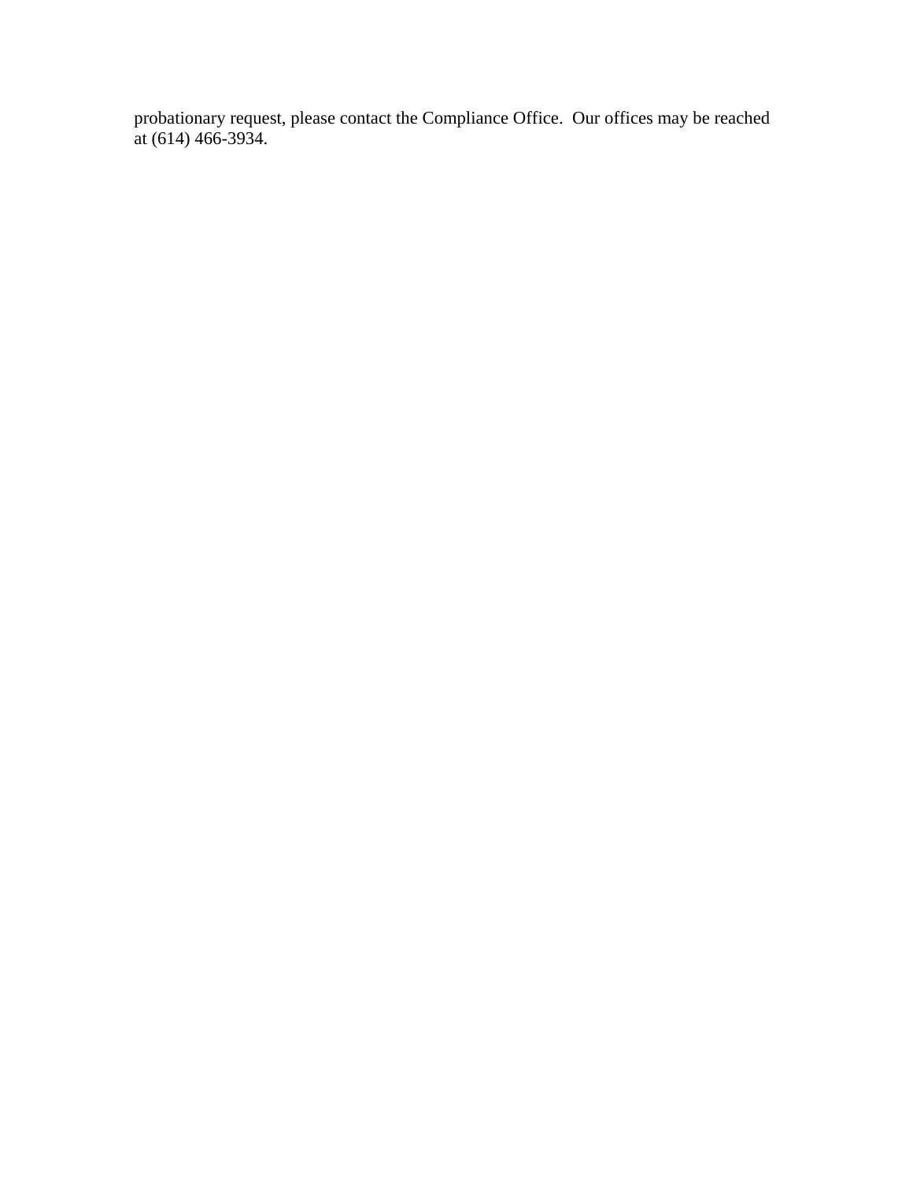probationary request, please contact the Compliance Office. Our offices may be reached at (614) 466-3934.